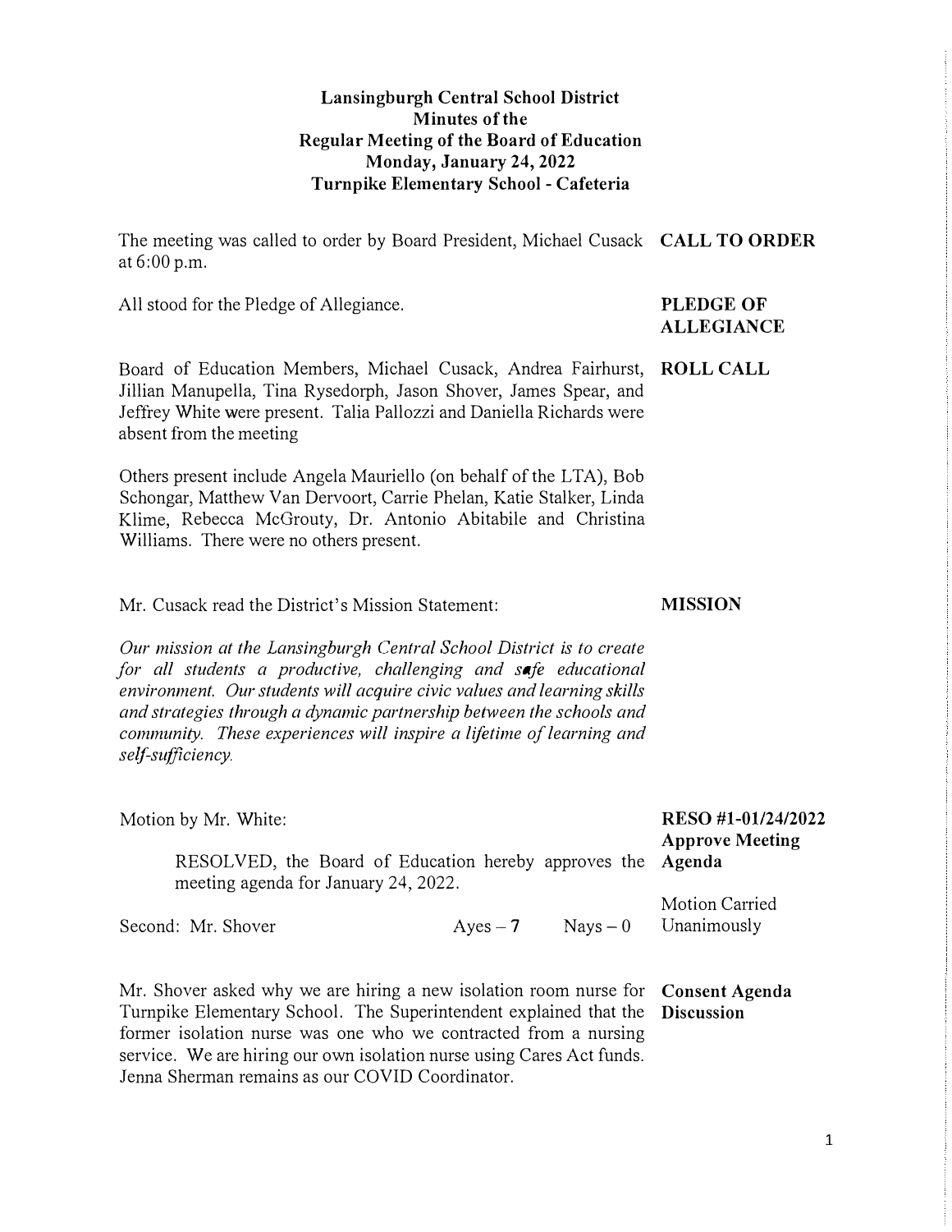# Lansingburgh Central School District
## Minutes of the Regular Meeting of the Board of Education
## Monday, January 24, 2022
## Turnpike Elementary School - Cafeteria

**CALL TO ORDER**

The meeting was called to order by Board President, Michael Cusack at 6:00 p.m.

**PLEDGE OF ALLEGIANCE**

All stood for the Pledge of Allegiance.

**ROLL CALL**

Board of Education Members, Michael Cusack, Andrea Fairhurst, Jillian Manupella, Tina Rysedorph, Jason Shover, James Spear, and Jeffrey White were present. Talia Pallozzi and Daniella Richards were absent from the meeting

Others present include Angela Mauriello (on behalf of the LTA), Bob Schongar, Matthew Van Dervoort, Carrie Phelan, Katie Stalker, Linda Klime, Rebecca McGrouty, Dr. Antonio Abitabile and Christina Williams. There were no others present.

**MISSION**

Mr. Cusack read the District's Mission Statement:

*Our mission at the Lansingburgh Central School District is to create for all students a productive, challenging and safe educational environment. Our students will acquire civic values and learning skills and strategies through a dynamic partnership between the schools and community. These experiences will inspire a lifetime of learning and self-sufficiency.*

**RESO #1-01/24/2022 Approve Meeting Agenda**

Motion by Mr. White:

RESOLVED, the Board of Education hereby approves the meeting agenda for January 24, 2022.

Second: Mr. Shover Ayes – **7** Nays – 0

Motion Carried Unanimously

**Consent Agenda Discussion**

Mr. Shover asked why we are hiring a new isolation room nurse for Turnpike Elementary School. The Superintendent explained that the former isolation nurse was one who we contracted from a nursing service. We are hiring our own isolation nurse using Cares Act funds. Jenna Sherman remains as our COVID Coordinator.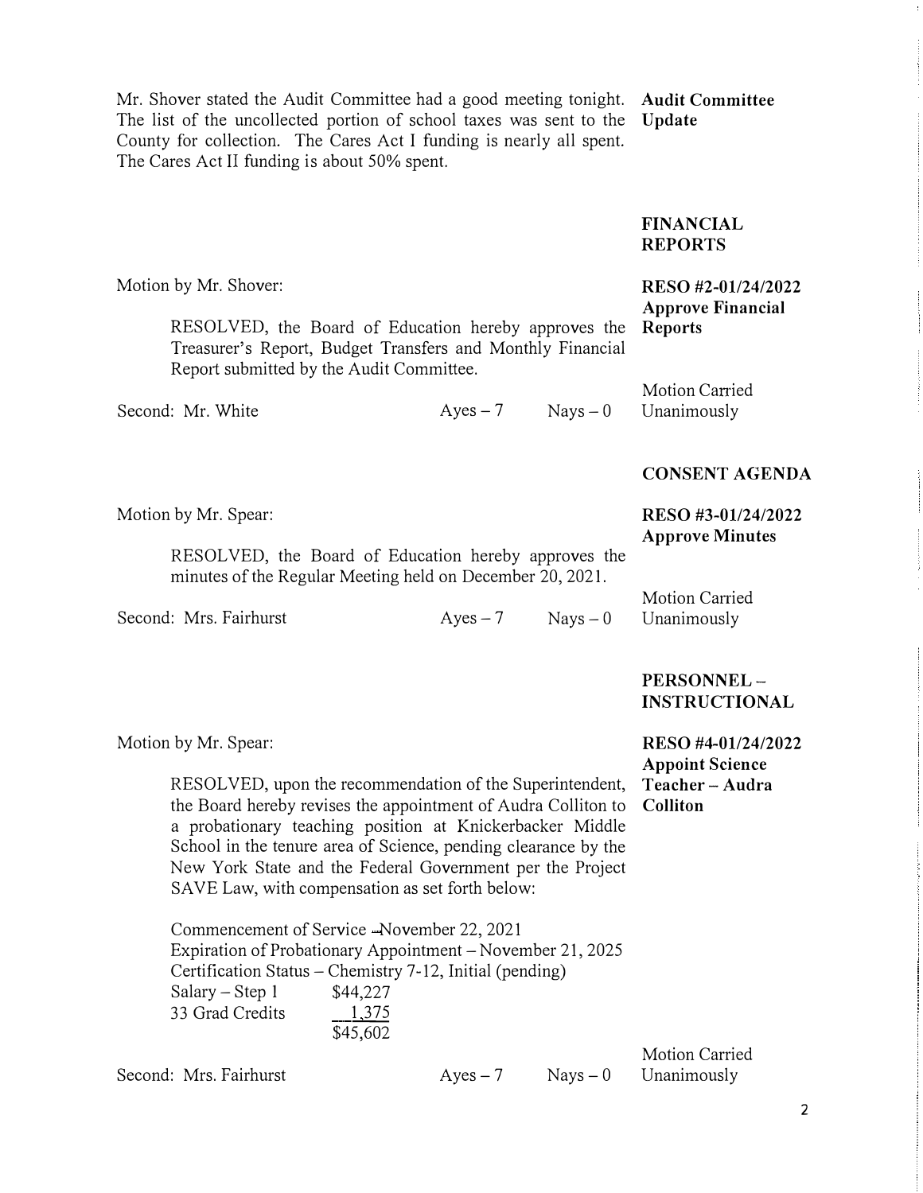Mr. Shover stated the Audit Committee had a good meeting tonight. The list of the uncollected portion of school taxes was sent to the County for collection. The Cares Act I funding is nearly all spent. The Cares Act II funding is about 50% spent.

**Audit Committee Update**

## FINANCIAL REPORTS

**RESO #2-01/24/2022 Approve Financial Reports**

Motion by Mr. Shover:

> RESOLVED, the Board of Education hereby approves the Treasurer's Report, Budget Transfers and Monthly Financial Report submitted by the Audit Committee.

Second: Mr. White Ayes – 7 Nays – 0

Motion Carried Unanimously

## CONSENT AGENDA

**RESO #3-01/24/2022 Approve Minutes**

Motion by Mr. Spear:

> RESOLVED, the Board of Education hereby approves the minutes of the Regular Meeting held on December 20, 2021.

Second: Mrs. Fairhurst Ayes – 7 Nays – 0

Motion Carried Unanimously

## PERSONNEL – INSTRUCTIONAL

**RESO #4-01/24/2022 Appoint Science Teacher – Audra Colliton**

Motion by Mr. Spear:

> RESOLVED, upon the recommendation of the Superintendent, the Board hereby revises the appointment of Audra Colliton to a probationary teaching position at Knickerbacker Middle School in the tenure area of Science, pending clearance by the New York State and the Federal Government per the Project SAVE Law, with compensation as set forth below:
>
> Commencement of Service – November 22, 2021
> Expiration of Probationary Appointment – November 21, 2025
> Certification Status – Chemistry 7-12, Initial (pending)
>
> | | |
> |---|---|
> | Salary – Step 1 | $44,227 |
> | 33 Grad Credits | 1,375 |
> | | $45,602 |

Second: Mrs. Fairhurst Ayes – 7 Nays – 0

Motion Carried Unanimously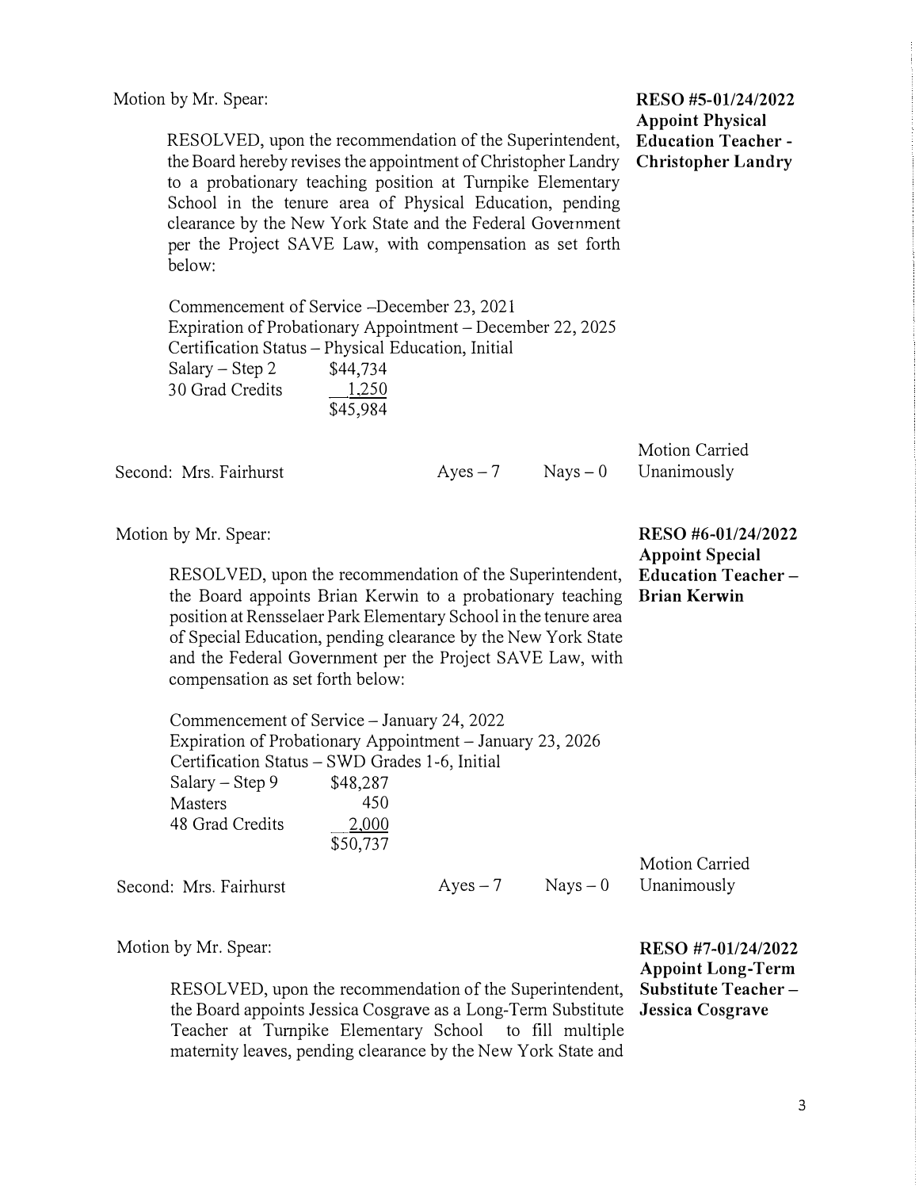Motion by Mr. Spear:

**RESO #5-01/24/2022**
**Appoint Physical Education Teacher - Christopher Landry**

RESOLVED, upon the recommendation of the Superintendent, the Board hereby revises the appointment of Christopher Landry to a probationary teaching position at Turnpike Elementary School in the tenure area of Physical Education, pending clearance by the New York State and the Federal Government per the Project SAVE Law, with compensation as set forth below:

Commencement of Service –December 23, 2021
Expiration of Probationary Appointment – December 22, 2025
Certification Status – Physical Education, Initial

| | |
|---|---|
| Salary – Step 2 | $44,734 |
| 30 Grad Credits | 1,250 |
| | $45,984 |

Second: Mrs. Fairhurst — Ayes – 7 — Nays – 0 — Motion Carried Unanimously

Motion by Mr. Spear:

**RESO #6-01/24/2022**
**Appoint Special Education Teacher – Brian Kerwin**

RESOLVED, upon the recommendation of the Superintendent, the Board appoints Brian Kerwin to a probationary teaching position at Rensselaer Park Elementary School in the tenure area of Special Education, pending clearance by the New York State and the Federal Government per the Project SAVE Law, with compensation as set forth below:

Commencement of Service – January 24, 2022
Expiration of Probationary Appointment – January 23, 2026
Certification Status – SWD Grades 1-6, Initial

| | |
|---|---|
| Salary – Step 9 | $48,287 |
| Masters | 450 |
| 48 Grad Credits | 2,000 |
| | $50,737 |

Second: Mrs. Fairhurst — Ayes – 7 — Nays – 0 — Motion Carried Unanimously

Motion by Mr. Spear:

**RESO #7-01/24/2022**
**Appoint Long-Term Substitute Teacher – Jessica Cosgrave**

RESOLVED, upon the recommendation of the Superintendent, the Board appoints Jessica Cosgrave as a Long-Term Substitute Teacher at Turnpike Elementary School to fill multiple maternity leaves, pending clearance by the New York State and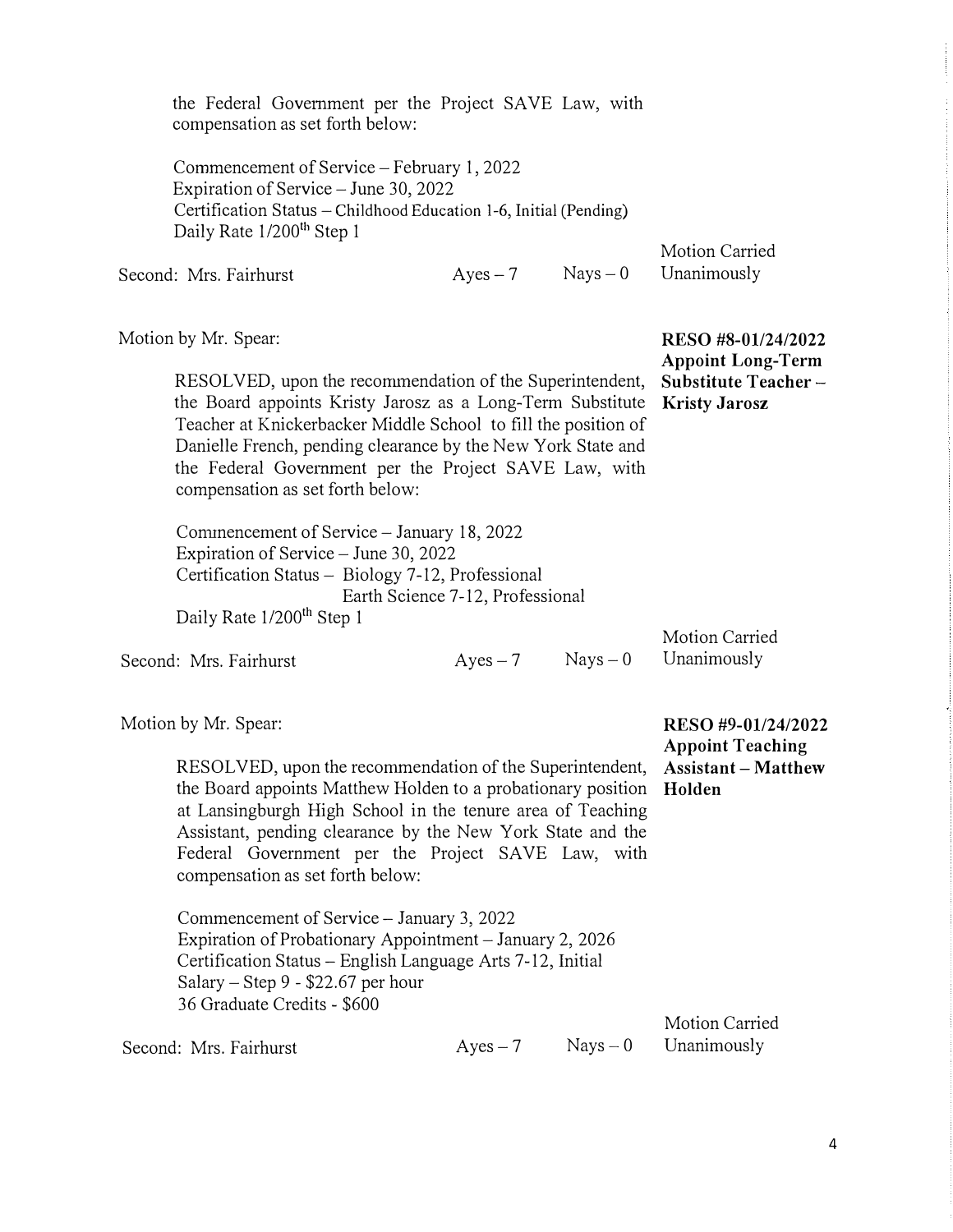the Federal Government per the Project SAVE Law, with compensation as set forth below:

Commencement of Service – February 1, 2022
Expiration of Service – June 30, 2022
Certification Status – Childhood Education 1-6, Initial (Pending)
Daily Rate 1/200th Step 1

Second: Mrs. Fairhurst Ayes – 7 Nays – 0 Motion Carried Unanimously

Motion by Mr. Spear:

**RESO #8-01/24/2022 Appoint Long-Term Substitute Teacher – Kristy Jarosz**

RESOLVED, upon the recommendation of the Superintendent, the Board appoints Kristy Jarosz as a Long-Term Substitute Teacher at Knickerbacker Middle School to fill the position of Danielle French, pending clearance by the New York State and the Federal Government per the Project SAVE Law, with compensation as set forth below:

Commencement of Service – January 18, 2022
Expiration of Service – June 30, 2022
Certification Status – Biology 7-12, Professional
Earth Science 7-12, Professional
Daily Rate 1/200th Step 1

Second: Mrs. Fairhurst Ayes – 7 Nays – 0 Motion Carried Unanimously

Motion by Mr. Spear:

**RESO #9-01/24/2022 Appoint Teaching Assistant – Matthew Holden**

RESOLVED, upon the recommendation of the Superintendent, the Board appoints Matthew Holden to a probationary position at Lansingburgh High School in the tenure area of Teaching Assistant, pending clearance by the New York State and the Federal Government per the Project SAVE Law, with compensation as set forth below:

Commencement of Service – January 3, 2022
Expiration of Probationary Appointment – January 2, 2026
Certification Status – English Language Arts 7-12, Initial
Salary – Step 9 - $22.67 per hour
36 Graduate Credits - $600

Second: Mrs. Fairhurst Ayes – 7 Nays – 0 Motion Carried Unanimously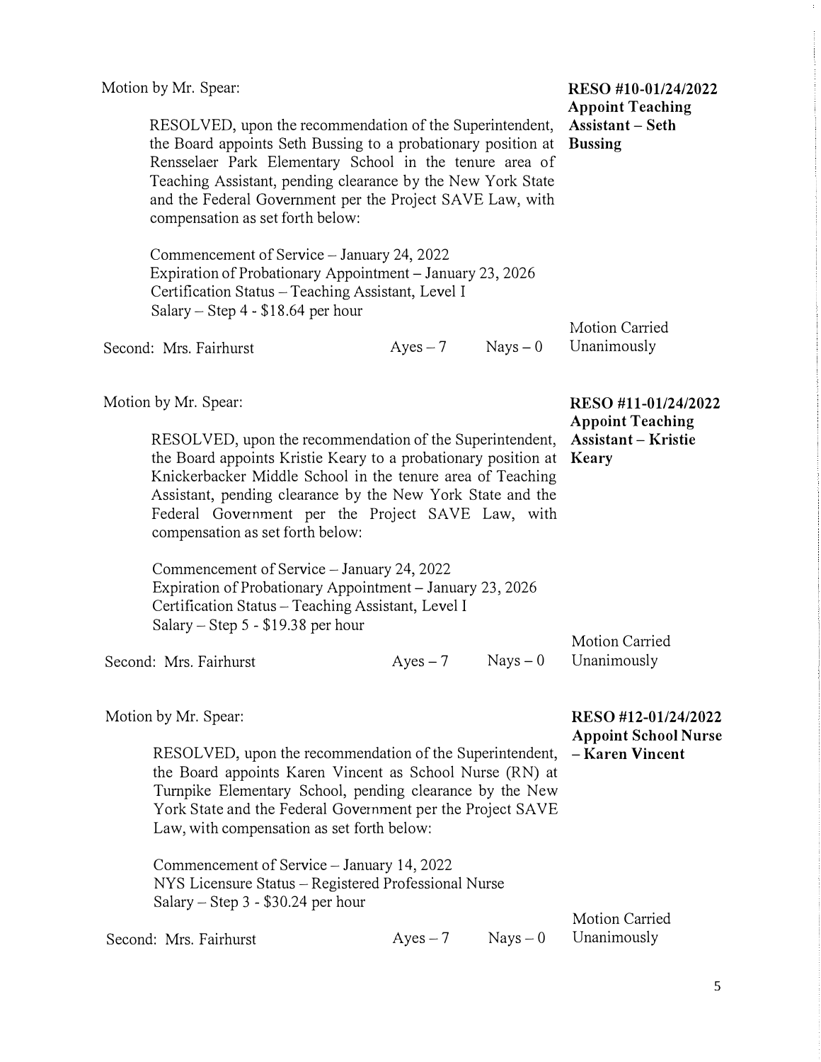Motion by Mr. Spear:

**RESO #10-01/24/2022**
**Appoint Teaching Assistant – Seth Bussing**

RESOLVED, upon the recommendation of the Superintendent, the Board appoints Seth Bussing to a probationary position at Rensselaer Park Elementary School in the tenure area of Teaching Assistant, pending clearance by the New York State and the Federal Government per the Project SAVE Law, with compensation as set forth below:

Commencement of Service – January 24, 2022
Expiration of Probationary Appointment – January 23, 2026
Certification Status – Teaching Assistant, Level I
Salary – Step 4 - $18.64 per hour

Second: Mrs. Fairhurst — Ayes – 7 — Nays – 0 — Motion Carried Unanimously

Motion by Mr. Spear:

**RESO #11-01/24/2022**
**Appoint Teaching Assistant – Kristie Keary**

RESOLVED, upon the recommendation of the Superintendent, the Board appoints Kristie Keary to a probationary position at Knickerbacker Middle School in the tenure area of Teaching Assistant, pending clearance by the New York State and the Federal Government per the Project SAVE Law, with compensation as set forth below:

Commencement of Service – January 24, 2022
Expiration of Probationary Appointment – January 23, 2026
Certification Status – Teaching Assistant, Level I
Salary – Step 5 - $19.38 per hour

Second: Mrs. Fairhurst — Ayes – 7 — Nays – 0 — Motion Carried Unanimously

Motion by Mr. Spear:

**RESO #12-01/24/2022**
**Appoint School Nurse – Karen Vincent**

RESOLVED, upon the recommendation of the Superintendent, the Board appoints Karen Vincent as School Nurse (RN) at Turnpike Elementary School, pending clearance by the New York State and the Federal Government per the Project SAVE Law, with compensation as set forth below:

Commencement of Service – January 14, 2022
NYS Licensure Status – Registered Professional Nurse
Salary – Step 3 - $30.24 per hour

Second: Mrs. Fairhurst — Ayes – 7 — Nays – 0 — Motion Carried Unanimously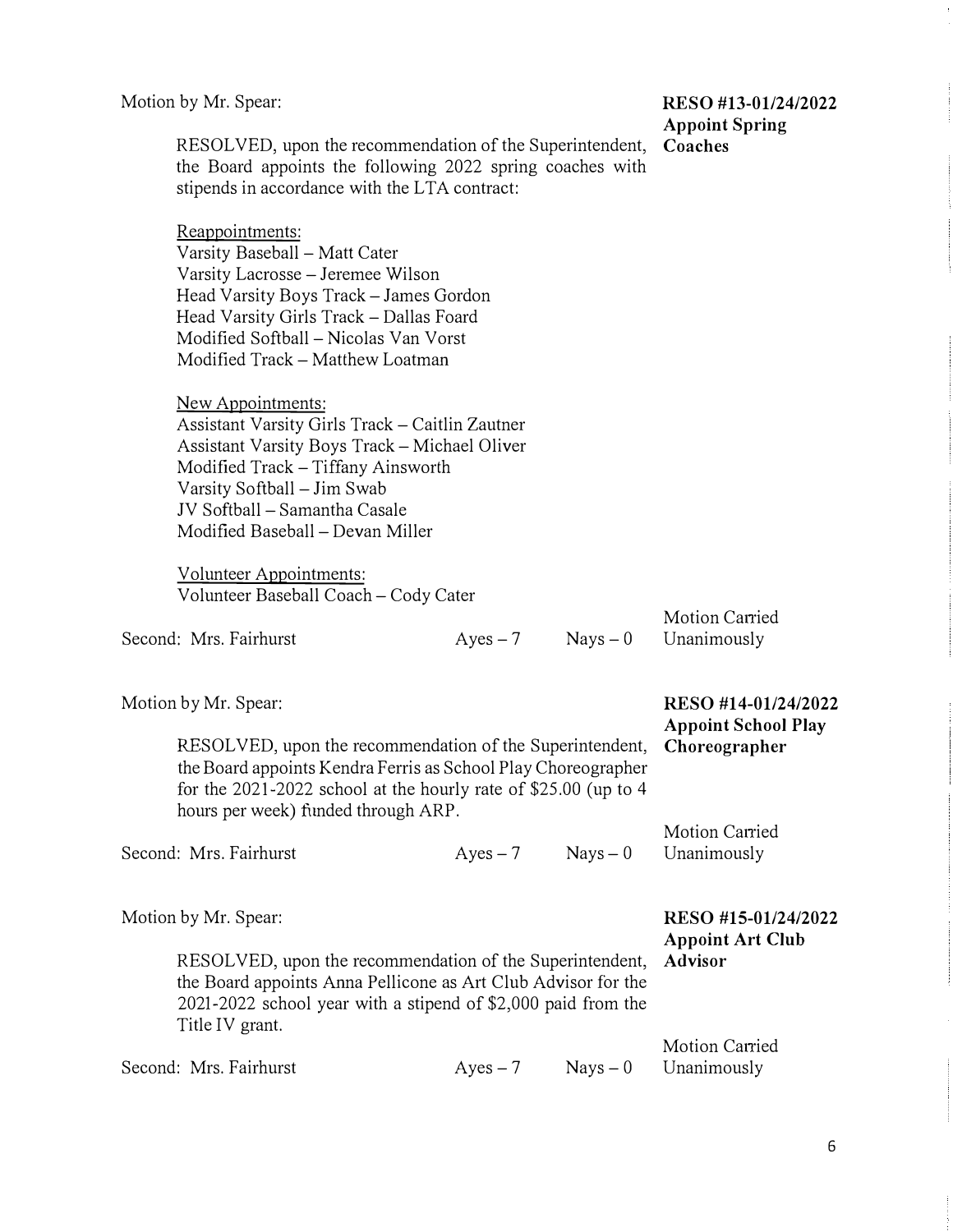Motion by Mr. Spear:

**RESO #13-01/24/2022**
**Appoint Spring Coaches**

RESOLVED, upon the recommendation of the Superintendent, the Board appoints the following 2022 spring coaches with stipends in accordance with the LTA contract:

Reappointments:
Varsity Baseball – Matt Cater
Varsity Lacrosse – Jeremee Wilson
Head Varsity Boys Track – James Gordon
Head Varsity Girls Track – Dallas Foard
Modified Softball – Nicolas Van Vorst
Modified Track – Matthew Loatman

New Appointments:
Assistant Varsity Girls Track – Caitlin Zautner
Assistant Varsity Boys Track – Michael Oliver
Modified Track – Tiffany Ainsworth
Varsity Softball – Jim Swab
JV Softball – Samantha Casale
Modified Baseball – Devan Miller

Volunteer Appointments:
Volunteer Baseball Coach – Cody Cater

Second: Mrs. Fairhurst    Ayes – 7    Nays – 0    Motion Carried Unanimously

Motion by Mr. Spear:

**RESO #14-01/24/2022**
**Appoint School Play Choreographer**

RESOLVED, upon the recommendation of the Superintendent, the Board appoints Kendra Ferris as School Play Choreographer for the 2021-2022 school at the hourly rate of $25.00 (up to 4 hours per week) funded through ARP.

Second: Mrs. Fairhurst    Ayes – 7    Nays – 0    Motion Carried Unanimously

Motion by Mr. Spear:

**RESO #15-01/24/2022**
**Appoint Art Club Advisor**

RESOLVED, upon the recommendation of the Superintendent, the Board appoints Anna Pellicone as Art Club Advisor for the 2021-2022 school year with a stipend of $2,000 paid from the Title IV grant.

Second: Mrs. Fairhurst    Ayes – 7    Nays – 0    Motion Carried Unanimously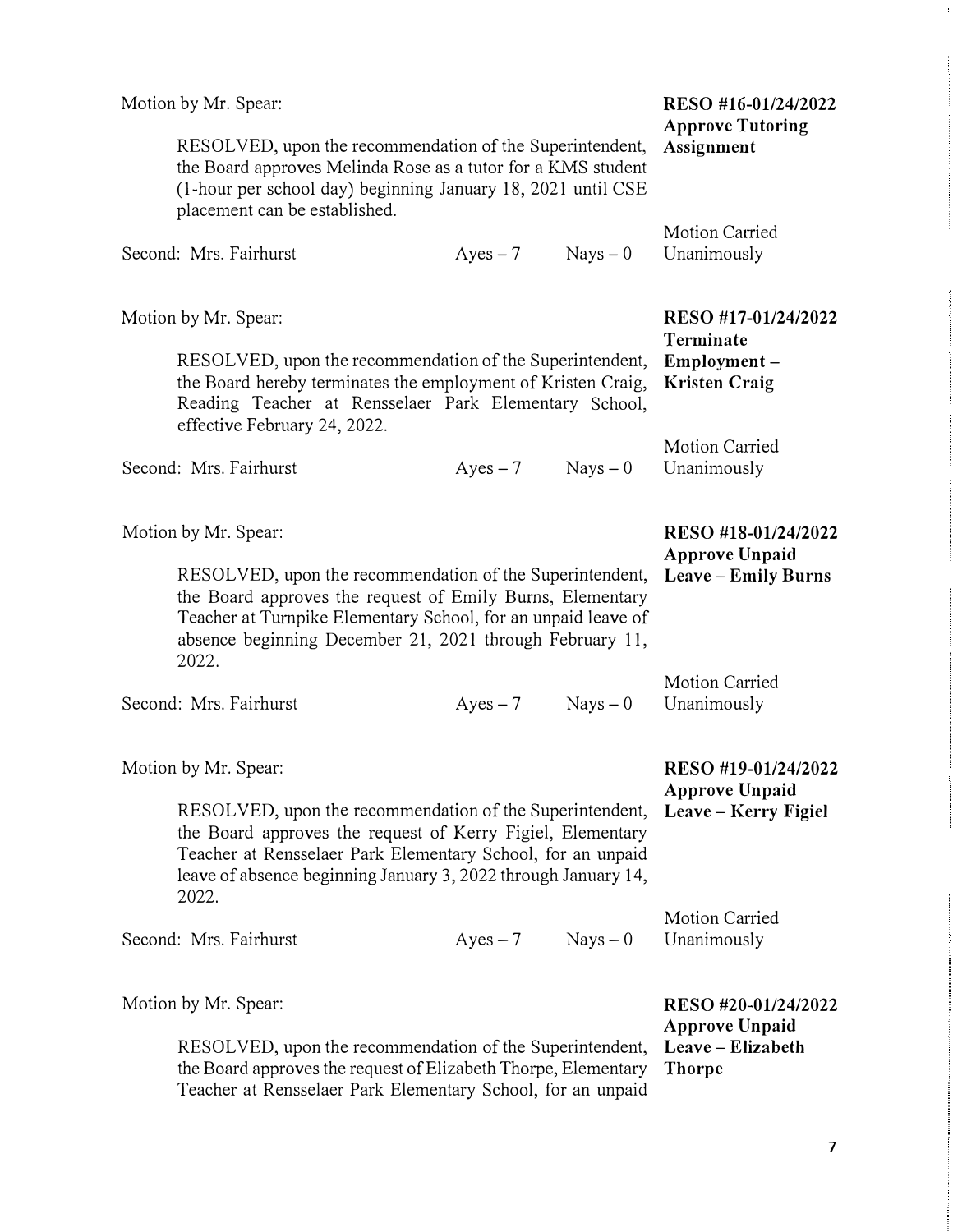Motion by Mr. Spear:

**RESO #16-01/24/2022**
**Approve Tutoring Assignment**

RESOLVED, upon the recommendation of the Superintendent, the Board approves Melinda Rose as a tutor for a KMS student (1-hour per school day) beginning January 18, 2021 until CSE placement can be established.

Second: Mrs. Fairhurst    Ayes – 7    Nays – 0    Motion Carried Unanimously

Motion by Mr. Spear:

**RESO #17-01/24/2022**
**Terminate Employment – Kristen Craig**

RESOLVED, upon the recommendation of the Superintendent, the Board hereby terminates the employment of Kristen Craig, Reading Teacher at Rensselaer Park Elementary School, effective February 24, 2022.

Second: Mrs. Fairhurst    Ayes – 7    Nays – 0    Motion Carried Unanimously

Motion by Mr. Spear:

**RESO #18-01/24/2022**
**Approve Unpaid Leave – Emily Burns**

RESOLVED, upon the recommendation of the Superintendent, the Board approves the request of Emily Burns, Elementary Teacher at Turnpike Elementary School, for an unpaid leave of absence beginning December 21, 2021 through February 11, 2022.

Second: Mrs. Fairhurst    Ayes – 7    Nays – 0    Motion Carried Unanimously

Motion by Mr. Spear:

**RESO #19-01/24/2022**
**Approve Unpaid Leave – Kerry Figiel**

RESOLVED, upon the recommendation of the Superintendent, the Board approves the request of Kerry Figiel, Elementary Teacher at Rensselaer Park Elementary School, for an unpaid leave of absence beginning January 3, 2022 through January 14, 2022.

Second: Mrs. Fairhurst    Ayes – 7    Nays – 0    Motion Carried Unanimously

Motion by Mr. Spear:

**RESO #20-01/24/2022**
**Approve Unpaid Leave – Elizabeth Thorpe**

RESOLVED, upon the recommendation of the Superintendent, the Board approves the request of Elizabeth Thorpe, Elementary Teacher at Rensselaer Park Elementary School, for an unpaid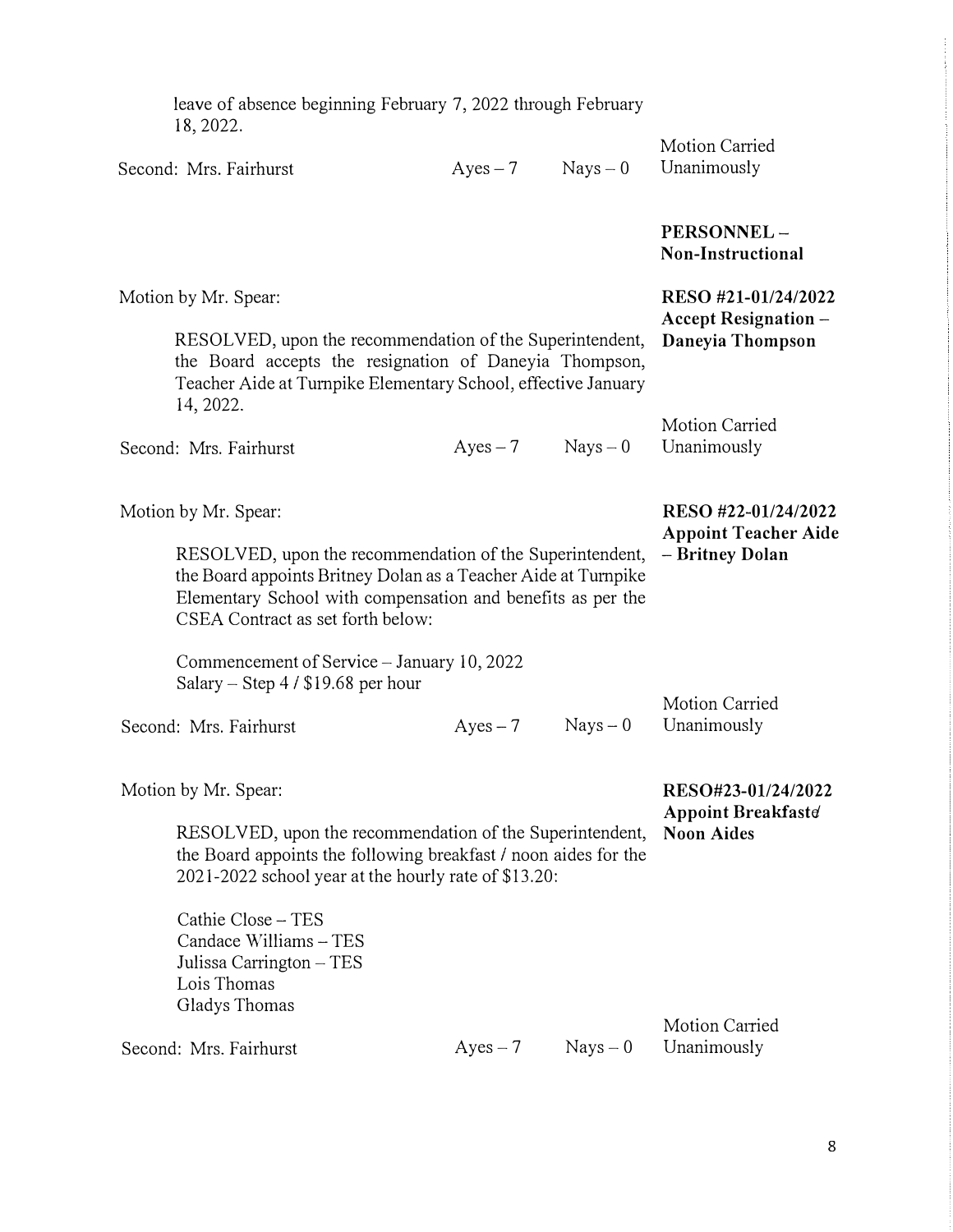leave of absence beginning February 7, 2022 through February 18, 2022.

Second: Mrs. Fairhurst | Ayes – 7 | Nays – 0 | Motion Carried Unanimously

**PERSONNEL – Non-Instructional**

Motion by Mr. Spear:

**RESO #21-01/24/2022 Accept Resignation – Daneyia Thompson**

RESOLVED, upon the recommendation of the Superintendent, the Board accepts the resignation of Daneyia Thompson, Teacher Aide at Turnpike Elementary School, effective January 14, 2022.

Second: Mrs. Fairhurst | Ayes – 7 | Nays – 0 | Motion Carried Unanimously

Motion by Mr. Spear:

**RESO #22-01/24/2022 Appoint Teacher Aide – Britney Dolan**

RESOLVED, upon the recommendation of the Superintendent, the Board appoints Britney Dolan as a Teacher Aide at Turnpike Elementary School with compensation and benefits as per the CSEA Contract as set forth below:

Commencement of Service – January 10, 2022
Salary – Step 4 / $19.68 per hour

Second: Mrs. Fairhurst | Ayes – 7 | Nays – 0 | Motion Carried Unanimously

Motion by Mr. Spear:

**RESO#23-01/24/2022 Appoint Breakfast/ Noon Aides**

RESOLVED, upon the recommendation of the Superintendent, the Board appoints the following breakfast / noon aides for the 2021-2022 school year at the hourly rate of $13.20:

Cathie Close – TES
Candace Williams – TES
Julissa Carrington – TES
Lois Thomas
Gladys Thomas

Second: Mrs. Fairhurst | Ayes – 7 | Nays – 0 | Motion Carried Unanimously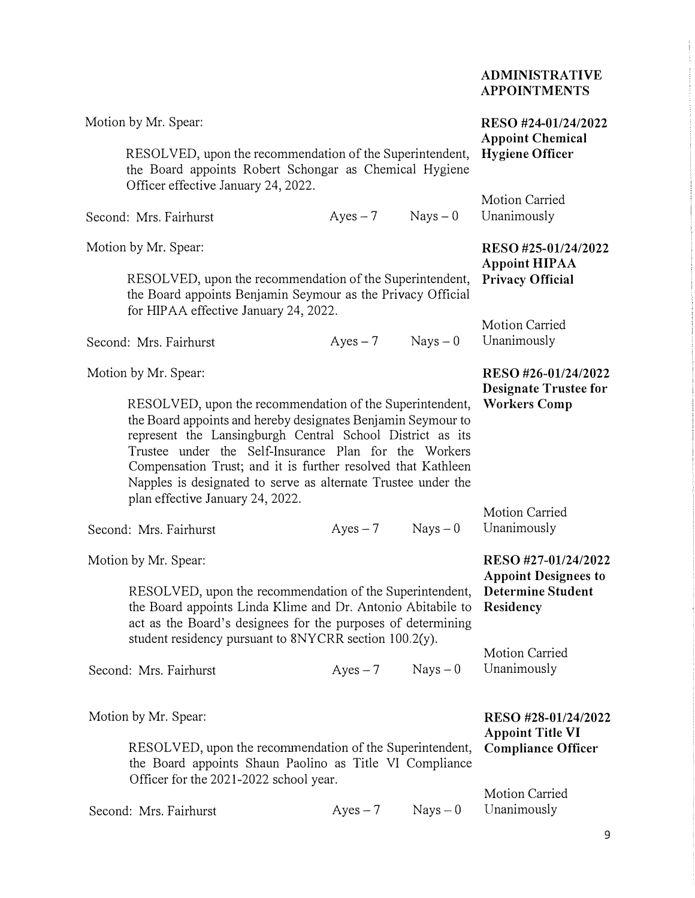## ADMINISTRATIVE APPOINTMENTS

**RESO #24-01/24/2022**
**Appoint Chemical Hygiene Officer**

Motion by Mr. Spear:

RESOLVED, upon the recommendation of the Superintendent, the Board appoints Robert Schongar as Chemical Hygiene Officer effective January 24, 2022.

Second: Mrs. Fairhurst  Ayes – 7  Nays – 0

Motion Carried Unanimously

**RESO #25-01/24/2022**
**Appoint HIPAA Privacy Official**

Motion by Mr. Spear:

RESOLVED, upon the recommendation of the Superintendent, the Board appoints Benjamin Seymour as the Privacy Official for HIPAA effective January 24, 2022.

Second: Mrs. Fairhurst  Ayes – 7  Nays – 0

Motion Carried Unanimously

**RESO #26-01/24/2022**
**Designate Trustee for Workers Comp**

Motion by Mr. Spear:

RESOLVED, upon the recommendation of the Superintendent, the Board appoints and hereby designates Benjamin Seymour to represent the Lansingburgh Central School District as its Trustee under the Self-Insurance Plan for the Workers Compensation Trust; and it is further resolved that Kathleen Napples is designated to serve as alternate Trustee under the plan effective January 24, 2022.

Second: Mrs. Fairhurst  Ayes – 7  Nays – 0

Motion Carried Unanimously

**RESO #27-01/24/2022**
**Appoint Designees to Determine Student Residency**

Motion by Mr. Spear:

RESOLVED, upon the recommendation of the Superintendent, the Board appoints Linda Klime and Dr. Antonio Abitabile to act as the Board's designees for the purposes of determining student residency pursuant to 8NYCRR section 100.2(y).

Second: Mrs. Fairhurst  Ayes – 7  Nays – 0

Motion Carried Unanimously

**RESO #28-01/24/2022**
**Appoint Title VI Compliance Officer**

Motion by Mr. Spear:

RESOLVED, upon the recommendation of the Superintendent, the Board appoints Shaun Paolino as Title VI Compliance Officer for the 2021-2022 school year.

Second: Mrs. Fairhurst  Ayes – 7  Nays – 0

Motion Carried Unanimously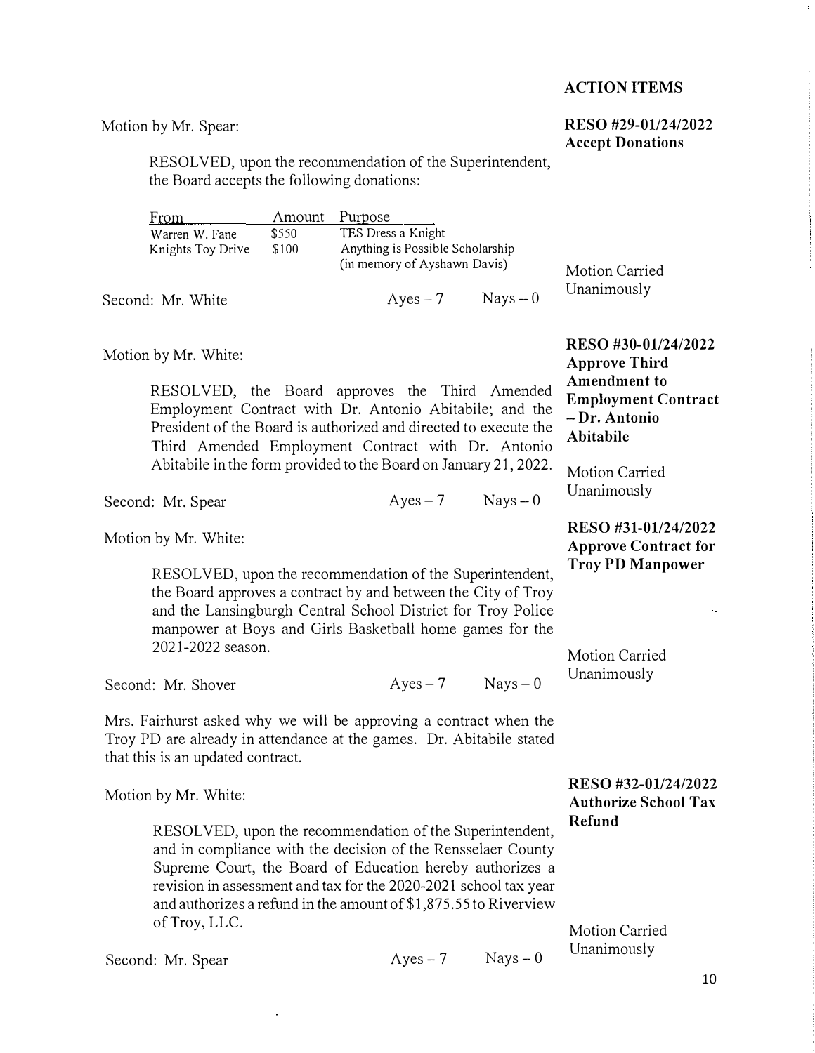## ACTION ITEMS

**RESO #29-01/24/2022**
**Accept Donations**

Motion by Mr. Spear:

RESOLVED, upon the recommendation of the Superintendent, the Board accepts the following donations:

| From | Amount | Purpose |
|---|---|---|
| Warren W. Fane | $550 | TES Dress a Knight |
| Knights Toy Drive | $100 | Anything is Possible Scholarship (in memory of Ayshawn Davis) |

Second: Mr. White Ayes – 7 Nays – 0

Motion Carried Unanimously

**RESO #30-01/24/2022**
**Approve Third Amendment to Employment Contract – Dr. Antonio Abitabile**

Motion by Mr. White:

RESOLVED, the Board approves the Third Amended Employment Contract with Dr. Antonio Abitabile; and the President of the Board is authorized and directed to execute the Third Amended Employment Contract with Dr. Antonio Abitabile in the form provided to the Board on January 21, 2022.

Second: Mr. Spear Ayes – 7 Nays – 0

Motion Carried Unanimously

**RESO #31-01/24/2022**
**Approve Contract for Troy PD Manpower**

Motion by Mr. White:

RESOLVED, upon the recommendation of the Superintendent, the Board approves a contract by and between the City of Troy and the Lansingburgh Central School District for Troy Police manpower at Boys and Girls Basketball home games for the 2021-2022 season.

Second: Mr. Shover Ayes – 7 Nays – 0

Motion Carried Unanimously

Mrs. Fairhurst asked why we will be approving a contract when the Troy PD are already in attendance at the games. Dr. Abitabile stated that this is an updated contract.

**RESO #32-01/24/2022**
**Authorize School Tax Refund**

Motion by Mr. White:

RESOLVED, upon the recommendation of the Superintendent, and in compliance with the decision of the Rensselaer County Supreme Court, the Board of Education hereby authorizes a revision in assessment and tax for the 2020-2021 school tax year and authorizes a refund in the amount of $1,875.55 to Riverview of Troy, LLC.

Second: Mr. Spear Ayes – 7 Nays – 0

Motion Carried Unanimously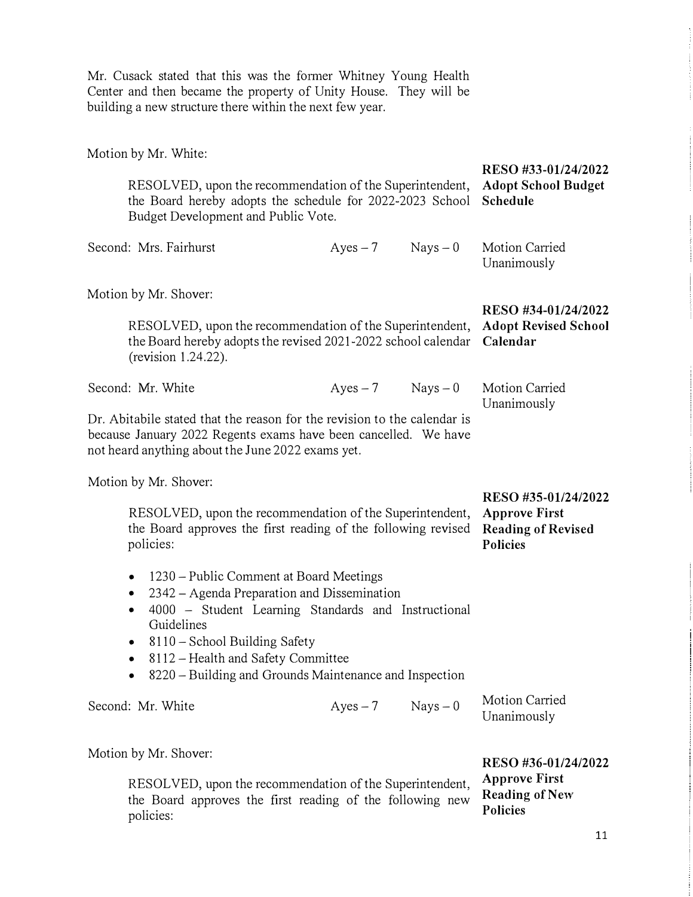Mr. Cusack stated that this was the former Whitney Young Health Center and then became the property of Unity House. They will be building a new structure there within the next few year.

Motion by Mr. White:

**RESO #33-01/24/2022 Adopt School Budget Schedule**

RESOLVED, upon the recommendation of the Superintendent, the Board hereby adopts the schedule for 2022-2023 School Budget Development and Public Vote.

Second: Mrs. Fairhurst — Ayes – 7 — Nays – 0 — Motion Carried Unanimously

Motion by Mr. Shover:

**RESO #34-01/24/2022 Adopt Revised School Calendar**

RESOLVED, upon the recommendation of the Superintendent, the Board hereby adopts the revised 2021-2022 school calendar (revision 1.24.22).

Second: Mr. White — Ayes – 7 — Nays – 0 — Motion Carried Unanimously

Dr. Abitabile stated that the reason for the revision to the calendar is because January 2022 Regents exams have been cancelled. We have not heard anything about the June 2022 exams yet.

Motion by Mr. Shover:

**RESO #35-01/24/2022 Approve First Reading of Revised Policies**

RESOLVED, upon the recommendation of the Superintendent, the Board approves the first reading of the following revised policies:

- 1230 – Public Comment at Board Meetings
- 2342 – Agenda Preparation and Dissemination
- 4000 – Student Learning Standards and Instructional Guidelines
- 8110 – School Building Safety
- 8112 – Health and Safety Committee
- 8220 – Building and Grounds Maintenance and Inspection

Second: Mr. White — Ayes – 7 — Nays – 0 — Motion Carried Unanimously

Motion by Mr. Shover:

**RESO #36-01/24/2022 Approve First Reading of New Policies**

RESOLVED, upon the recommendation of the Superintendent, the Board approves the first reading of the following new policies: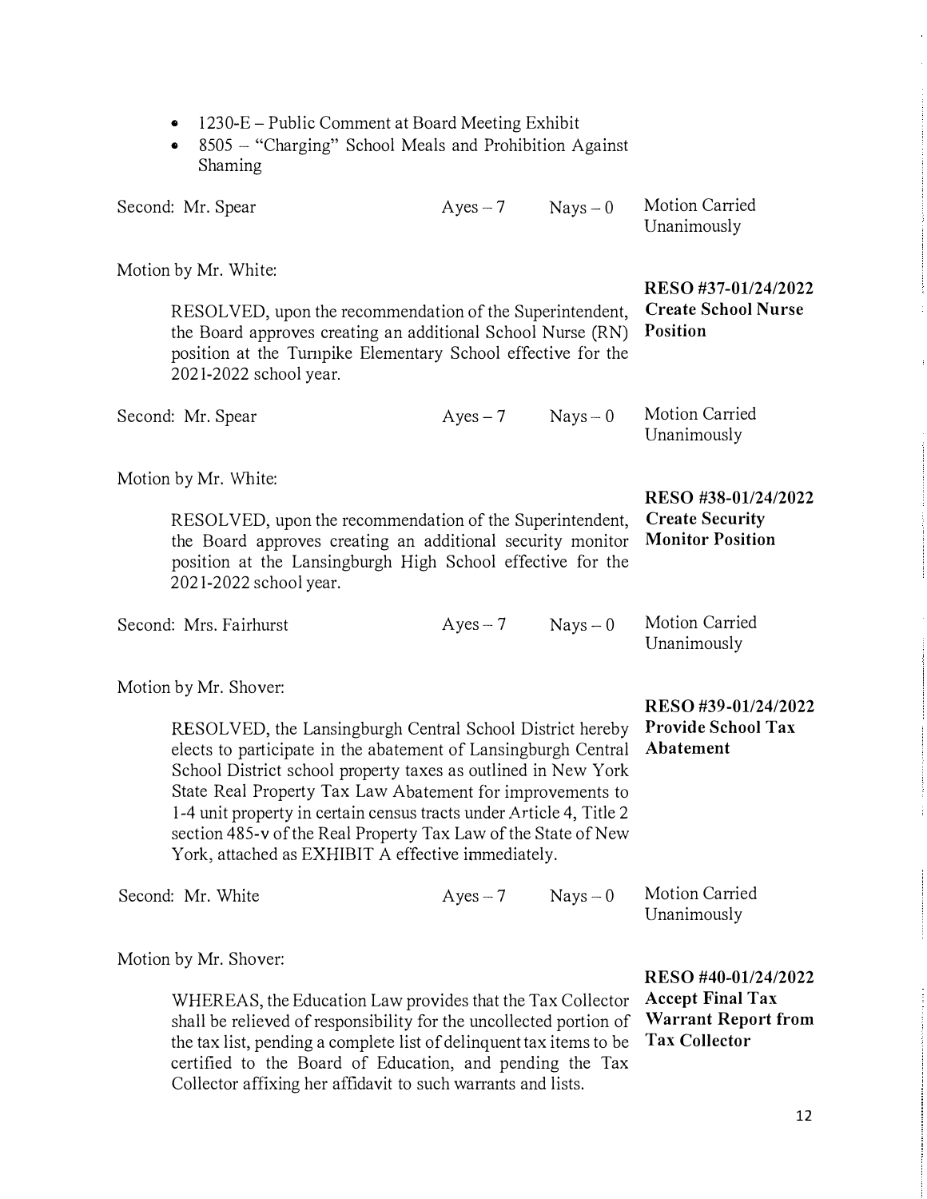- 1230-E – Public Comment at Board Meeting Exhibit
- 8505 – "Charging" School Meals and Prohibition Against Shaming

| Second: Mr. Spear | Ayes – 7 | Nays – 0 | Motion Carried Unanimously |
|---|---|---|---|

Motion by Mr. White:

**RESO #37-01/24/2022 Create School Nurse Position**

RESOLVED, upon the recommendation of the Superintendent, the Board approves creating an additional School Nurse (RN) position at the Turnpike Elementary School effective for the 2021-2022 school year.

| Second: Mr. Spear | Ayes – 7 | Nays – 0 | Motion Carried Unanimously |
|---|---|---|---|

Motion by Mr. White:

**RESO #38-01/24/2022 Create Security Monitor Position**

RESOLVED, upon the recommendation of the Superintendent, the Board approves creating an additional security monitor position at the Lansingburgh High School effective for the 2021-2022 school year.

| Second: Mrs. Fairhurst | Ayes – 7 | Nays – 0 | Motion Carried Unanimously |
|---|---|---|---|

Motion by Mr. Shover:

**RESO #39-01/24/2022 Provide School Tax Abatement**

RESOLVED, the Lansingburgh Central School District hereby elects to participate in the abatement of Lansingburgh Central School District school property taxes as outlined in New York State Real Property Tax Law Abatement for improvements to 1-4 unit property in certain census tracts under Article 4, Title 2 section 485-v of the Real Property Tax Law of the State of New York, attached as EXHIBIT A effective immediately.

| Second: Mr. White | Ayes – 7 | Nays – 0 | Motion Carried Unanimously |
|---|---|---|---|

Motion by Mr. Shover:

**RESO #40-01/24/2022 Accept Final Tax Warrant Report from Tax Collector**

WHEREAS, the Education Law provides that the Tax Collector shall be relieved of responsibility for the uncollected portion of the tax list, pending a complete list of delinquent tax items to be certified to the Board of Education, and pending the Tax Collector affixing her affidavit to such warrants and lists.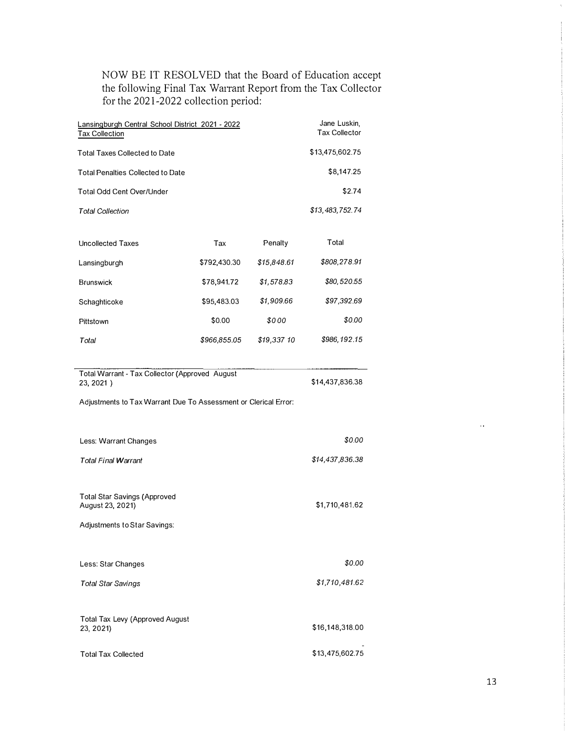NOW BE IT RESOLVED that the Board of Education accept the following Final Tax Warrant Report from the Tax Collector for the 2021-2022 collection period:

| Lansingburgh Central School District 2021 - 2022 Tax Collection | | | Jane Luskin, Tax Collector |
|---|---|---|---|
| Total Taxes Collected to Date | | | $13,475,602.75 |
| Total Penalties Collected to Date | | | $8,147.25 |
| Total Odd Cent Over/Under | | | $2.74 |
| *Total Collection* | | | *$13,483,752.74* |

| Uncollected Taxes | Tax | Penalty | Total |
|---|---|---|---|
| Lansingburgh | $792,430.30 | *$15,848.61* | *$808,278.91* |
| Brunswick | $78,941.72 | *$1,578.83* | *$80,520.55* |
| Schaghticoke | $95,483.03 | *$1,909.66* | *$97,392.69* |
| Pittstown | $0.00 | *$0 00* | *$0.00* |
| *Total* | *$966,855.05* | *$19,337 10* | *$986,192.15* |

| | |
|---|---|
| Total Warrant - Tax Collector (Approved August 23, 2021 ) | $14,437,836.38 |
| Adjustments to Tax Warrant Due To Assessment or Clerical Error: | |
| Less: Warrant Changes | *$0.00* |
| *Total Final Warrant* | *$14,437,836.38* |
| Total Star Savings (Approved August 23, 2021) | $1,710,481.62 |
| Adjustments to Star Savings: | |
| Less: Star Changes | *$0.00* |
| *Total Star Savings* | *$1,710,481.62* |
| Total Tax Levy (Approved August 23, 2021) | $16,148,318.00 |
| Total Tax Collected | $13,475,602.75 |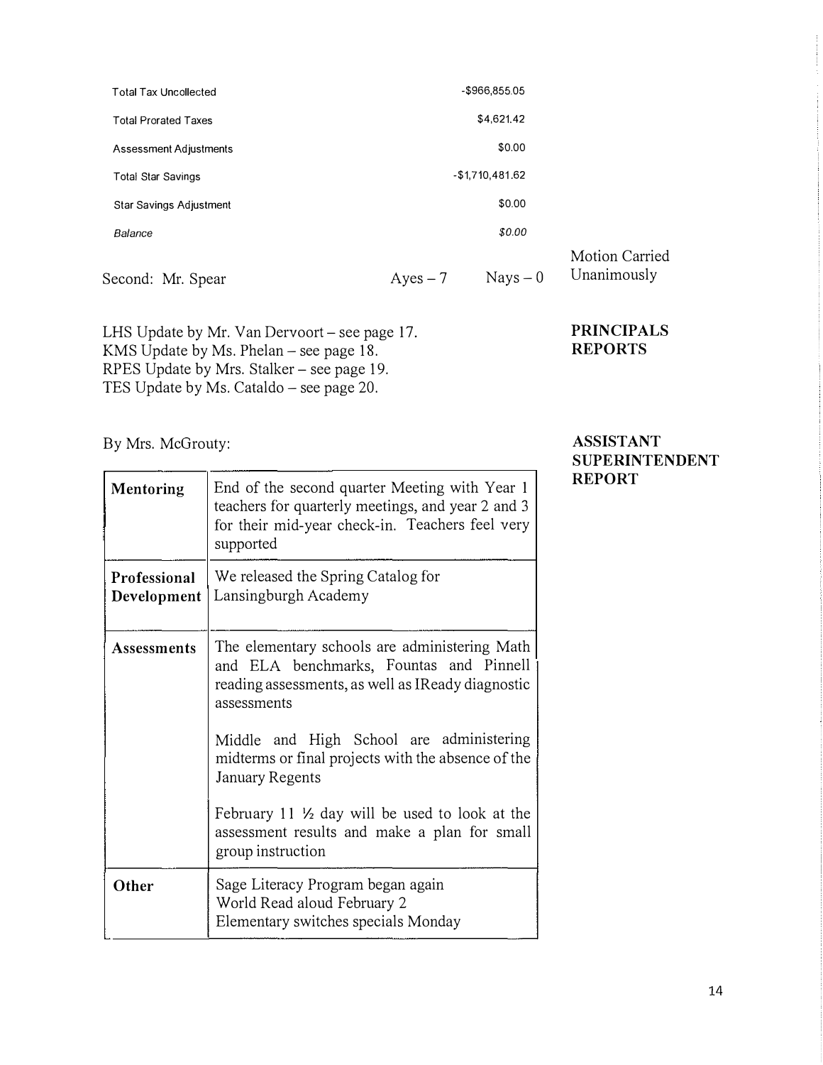| | |
|---|---|
| Total Tax Uncollected | -$966,855.05 |
| Total Prorated Taxes | $4,621.42 |
| Assessment Adjustments | $0.00 |
| Total Star Savings | -$1,710,481.62 |
| Star Savings Adjustment | $0.00 |
| *Balance* | *$0.00* |

Second: Mr. Spear Ayes – 7 Nays – 0 Motion Carried Unanimously

**PRINCIPALS REPORTS**

LHS Update by Mr. Van Dervoort – see page 17.
KMS Update by Ms. Phelan – see page 18.
RPES Update by Mrs. Stalker – see page 19.
TES Update by Ms. Cataldo – see page 20.

**ASSISTANT SUPERINTENDENT REPORT**

By Mrs. McGrouty:

| | |
|---|---|
| **Mentoring** | End of the second quarter Meeting with Year 1 teachers for quarterly meetings, and year 2 and 3 for their mid-year check-in. Teachers feel very supported |
| **Professional Development** | We released the Spring Catalog for Lansingburgh Academy |
| **Assessments** | The elementary schools are administering Math and ELA benchmarks, Fountas and Pinnell reading assessments, as well as IReady diagnostic assessments<br><br>Middle and High School are administering midterms or final projects with the absence of the January Regents<br><br>February 11 ½ day will be used to look at the assessment results and make a plan for small group instruction |
| **Other** | Sage Literacy Program began again<br>World Read aloud February 2<br>Elementary switches specials Monday |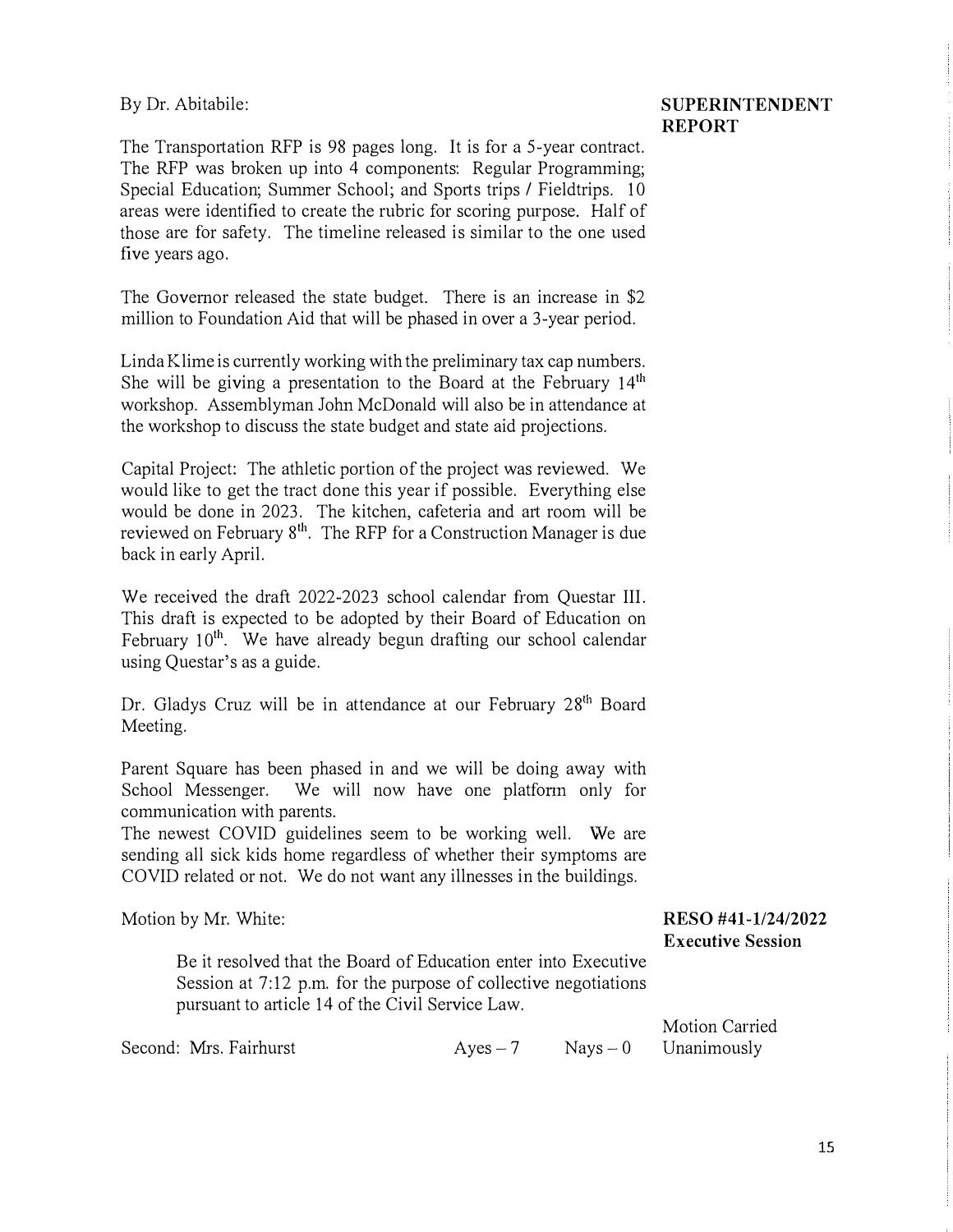By Dr. Abitabile:

**SUPERINTENDENT REPORT**

The Transportation RFP is 98 pages long. It is for a 5-year contract. The RFP was broken up into 4 components: Regular Programming; Special Education; Summer School; and Sports trips / Fieldtrips. 10 areas were identified to create the rubric for scoring purpose. Half of those are for safety. The timeline released is similar to the one used five years ago.

The Governor released the state budget. There is an increase in $2 million to Foundation Aid that will be phased in over a 3-year period.

Linda Klime is currently working with the preliminary tax cap numbers. She will be giving a presentation to the Board at the February 14th workshop. Assemblyman John McDonald will also be in attendance at the workshop to discuss the state budget and state aid projections.

Capital Project: The athletic portion of the project was reviewed. We would like to get the tract done this year if possible. Everything else would be done in 2023. The kitchen, cafeteria and art room will be reviewed on February 8th. The RFP for a Construction Manager is due back in early April.

We received the draft 2022-2023 school calendar from Questar III. This draft is expected to be adopted by their Board of Education on February 10th. We have already begun drafting our school calendar using Questar's as a guide.

Dr. Gladys Cruz will be in attendance at our February 28th Board Meeting.

Parent Square has been phased in and we will be doing away with School Messenger. We will now have one platform only for communication with parents.
The newest COVID guidelines seem to be working well. We are sending all sick kids home regardless of whether their symptoms are COVID related or not. We do not want any illnesses in the buildings.

Motion by Mr. White:

**RESO #41-1/24/2022 Executive Session**

> Be it resolved that the Board of Education enter into Executive Session at 7:12 p.m. for the purpose of collective negotiations pursuant to article 14 of the Civil Service Law.

Second: Mrs. Fairhurst    Ayes – 7    Nays – 0    Motion Carried Unanimously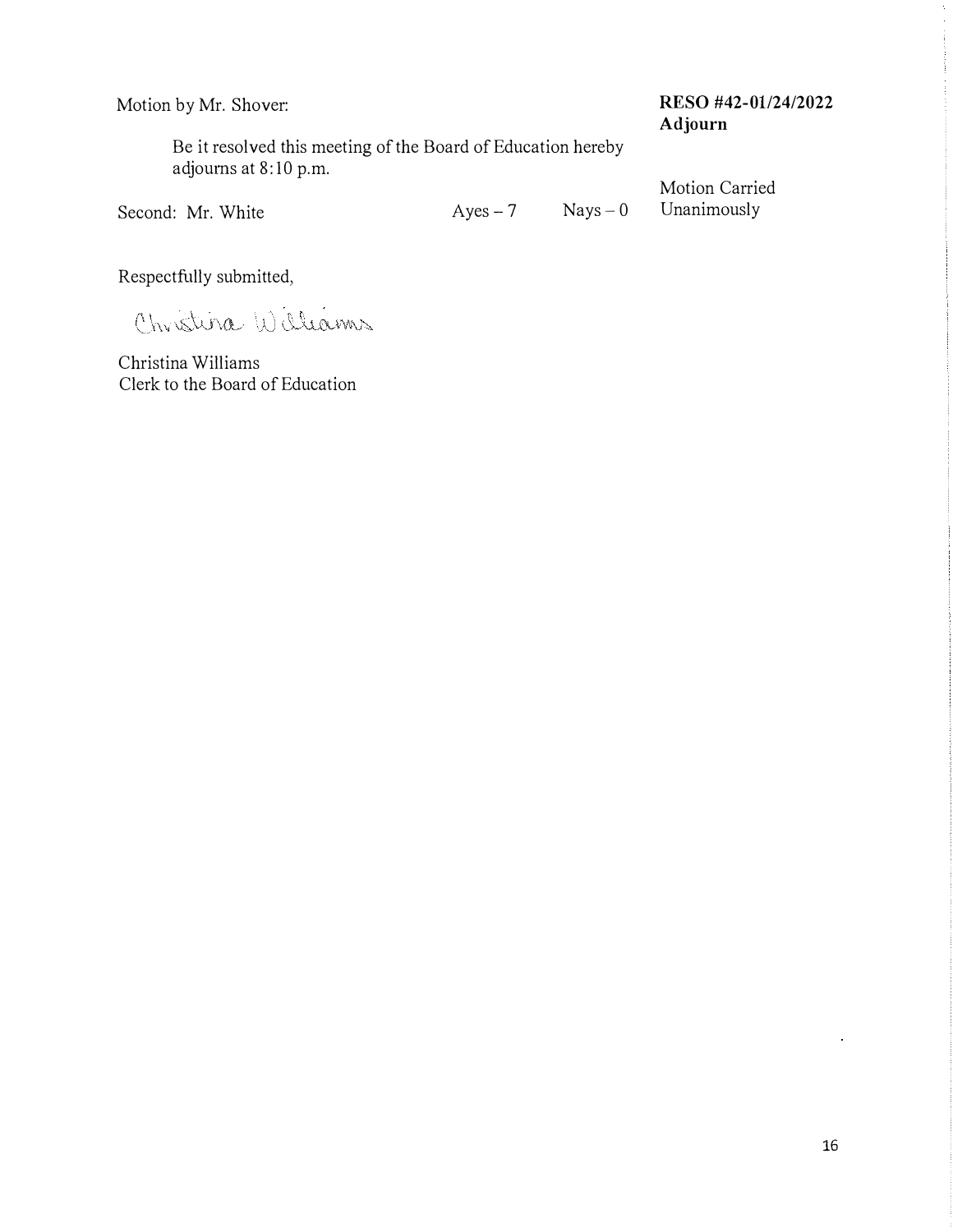Motion by Mr. Shover:

**RESO #42-01/24/2022**
**Adjourn**

Be it resolved this meeting of the Board of Education hereby adjourns at 8:10 p.m.

Second: Mr. White Ayes – 7 Nays – 0

Motion Carried Unanimously

Respectfully submitted,

Christina Williams

Christina Williams
Clerk to the Board of Education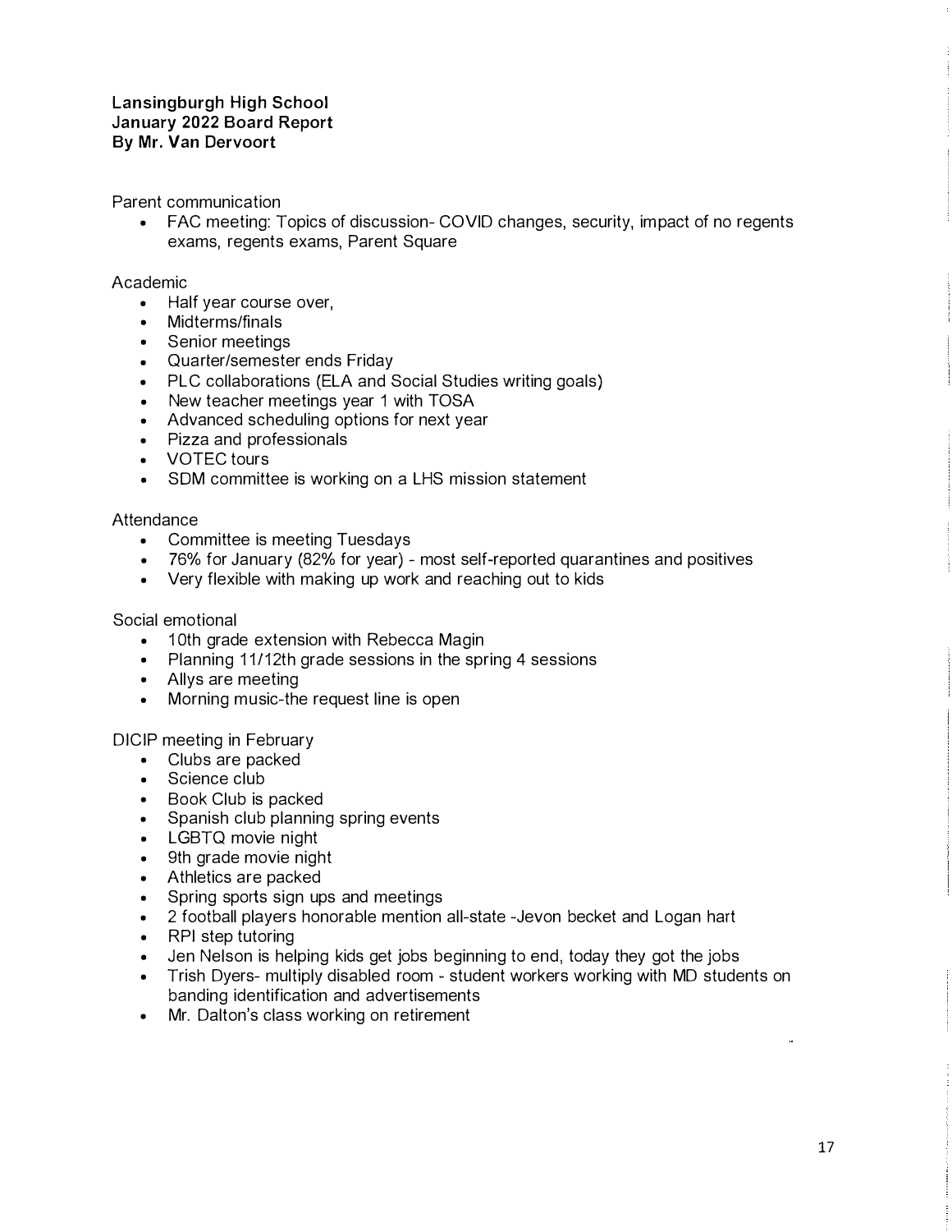**Lansingburgh High School**
**January 2022 Board Report**
**By Mr. Van Dervoort**

Parent communication

- FAC meeting: Topics of discussion- COVID changes, security, impact of no regents exams, regents exams, Parent Square

Academic

- Half year course over,
- Midterms/finals
- Senior meetings
- Quarter/semester ends Friday
- PLC collaborations (ELA and Social Studies writing goals)
- New teacher meetings year 1 with TOSA
- Advanced scheduling options for next year
- Pizza and professionals
- VOTEC tours
- SDM committee is working on a LHS mission statement

Attendance

- Committee is meeting Tuesdays
- 76% for January (82% for year) - most self-reported quarantines and positives
- Very flexible with making up work and reaching out to kids

Social emotional

- 10th grade extension with Rebecca Magin
- Planning 11/12th grade sessions in the spring 4 sessions
- Allys are meeting
- Morning music-the request line is open

DICIP meeting in February

- Clubs are packed
- Science club
- Book Club is packed
- Spanish club planning spring events
- LGBTQ movie night
- 9th grade movie night
- Athletics are packed
- Spring sports sign ups and meetings
- 2 football players honorable mention all-state -Jevon becket and Logan hart
- RPI step tutoring
- Jen Nelson is helping kids get jobs beginning to end, today they got the jobs
- Trish Dyers- multiply disabled room - student workers working with MD students on banding identification and advertisements
- Mr. Dalton's class working on retirement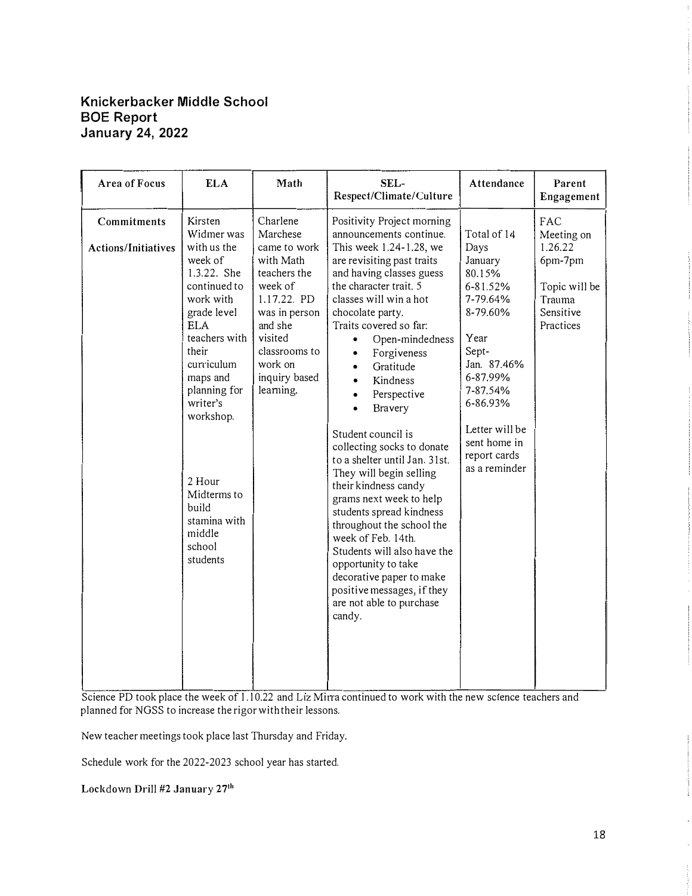## Knickerbacker Middle School
## BOE Report
## January 24, 2022

| Area of Focus | ELA | Math | SEL-Respect/Climate/Culture | Attendance | Parent Engagement |
|---|---|---|---|---|---|
| **Commitments**<br><br>**Actions/Initiatives** | Kirsten Widmer was with us the week of 1.3.22. She continued to work with grade level ELA teachers with their curriculum maps and planning for writer's workshop.<br><br>2 Hour Midterms to build stamina with middle school students | Charlene Marchese came to work with Math teachers the week of 1.17.22. PD was in person and she visited classrooms to work on inquiry based learning. | Positivity Project morning announcements continue. This week 1.24-1.28, we are revisiting past traits and having classes guess the character trait. 5 classes will win a hot chocolate party.<br>Traits covered so far:<br>• Open-mindedness<br>• Forgiveness<br>• Gratitude<br>• Kindness<br>• Perspective<br>• Bravery<br><br>Student council is collecting socks to donate to a shelter until Jan. 31st. They will begin selling their kindness candy grams next week to help students spread kindness throughout the school the week of Feb. 14th. Students will also have the opportunity to take decorative paper to make positive messages, if they are not able to purchase candy. | Total of 14 Days<br>January 80.15%<br>6-81.52%<br>7-79.64%<br>8-79.60%<br><br>Year<br>Sept-Jan. 87.46%<br>6-87.99%<br>7-87.54%<br>6-86.93%<br><br>Letter will be sent home in report cards as a reminder | FAC Meeting on 1.26.22 6pm-7pm<br><br>Topic will be Trauma Sensitive Practices |

Science PD took place the week of 1.10.22 and Liz Mirra continued to work with the new science teachers and planned for NGSS to increase the rigor with their lessons.

New teacher meetings took place last Thursday and Friday.

Schedule work for the 2022-2023 school year has started.

**Lockdown Drill #2 January 27th**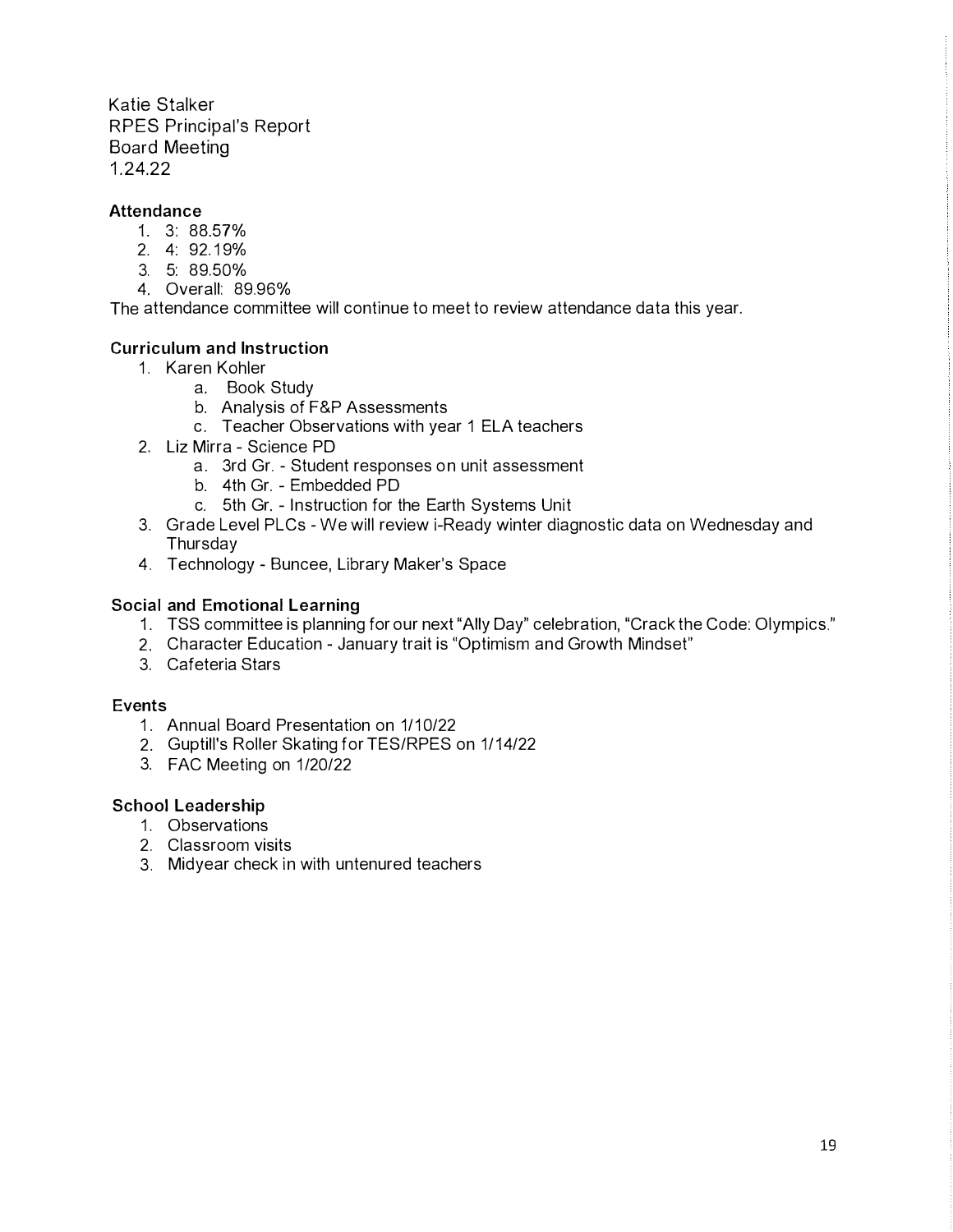Katie Stalker
RPES Principal's Report
Board Meeting
1.24.22

### Attendance

1. 3: 88.57%
2. 4: 92.19%
3. 5: 89.50%
4. Overall: 89.96%

The attendance committee will continue to meet to review attendance data this year.

### Curriculum and Instruction

1. Karen Kohler
    a. Book Study
    b. Analysis of F&P Assessments
    c. Teacher Observations with year 1 ELA teachers
2. Liz Mirra - Science PD
    a. 3rd Gr. - Student responses on unit assessment
    b. 4th Gr. - Embedded PD
    c. 5th Gr. - Instruction for the Earth Systems Unit
3. Grade Level PLCs - We will review i-Ready winter diagnostic data on Wednesday and Thursday
4. Technology - Buncee, Library Maker's Space

### Social and Emotional Learning

1. TSS committee is planning for our next "Ally Day" celebration, "Crack the Code: Olympics."
2. Character Education - January trait is "Optimism and Growth Mindset"
3. Cafeteria Stars

### Events

1. Annual Board Presentation on 1/10/22
2. Guptill's Roller Skating for TES/RPES on 1/14/22
3. FAC Meeting on 1/20/22

### School Leadership

1. Observations
2. Classroom visits
3. Midyear check in with untenured teachers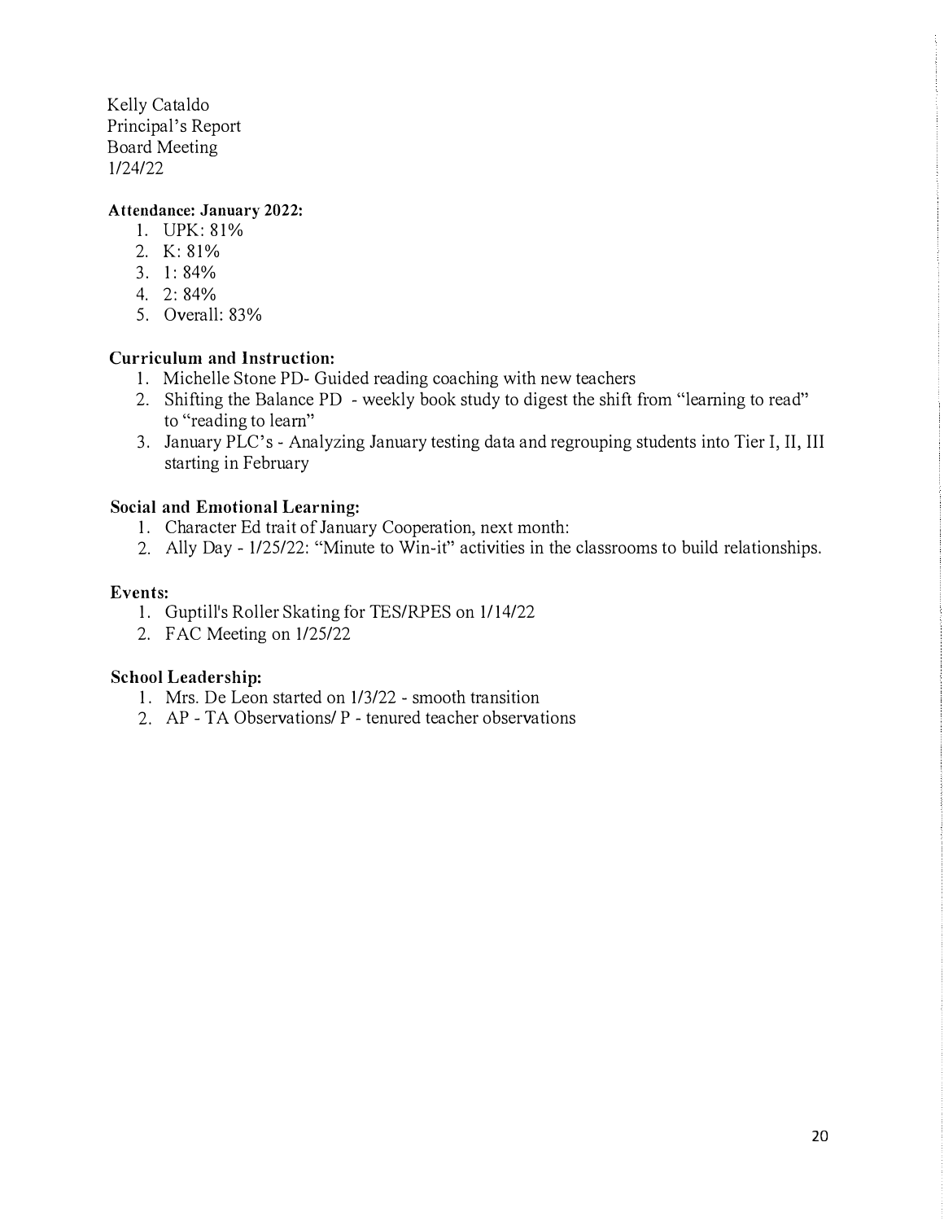Kelly Cataldo
Principal's Report
Board Meeting
1/24/22

**Attendance: January 2022:**

1. UPK: 81%
2. K: 81%
3. 1: 84%
4. 2: 84%
5. Overall: 83%

**Curriculum and Instruction:**

1. Michelle Stone PD- Guided reading coaching with new teachers
2. Shifting the Balance PD - weekly book study to digest the shift from "learning to read" to "reading to learn"
3. January PLC's - Analyzing January testing data and regrouping students into Tier I, II, III starting in February

**Social and Emotional Learning:**

1. Character Ed trait of January Cooperation, next month:
2. Ally Day - 1/25/22: "Minute to Win-it" activities in the classrooms to build relationships.

**Events:**

1. Guptill's Roller Skating for TES/RPES on 1/14/22
2. FAC Meeting on 1/25/22

**School Leadership:**

1. Mrs. De Leon started on 1/3/22 - smooth transition
2. AP - TA Observations/ P - tenured teacher observations